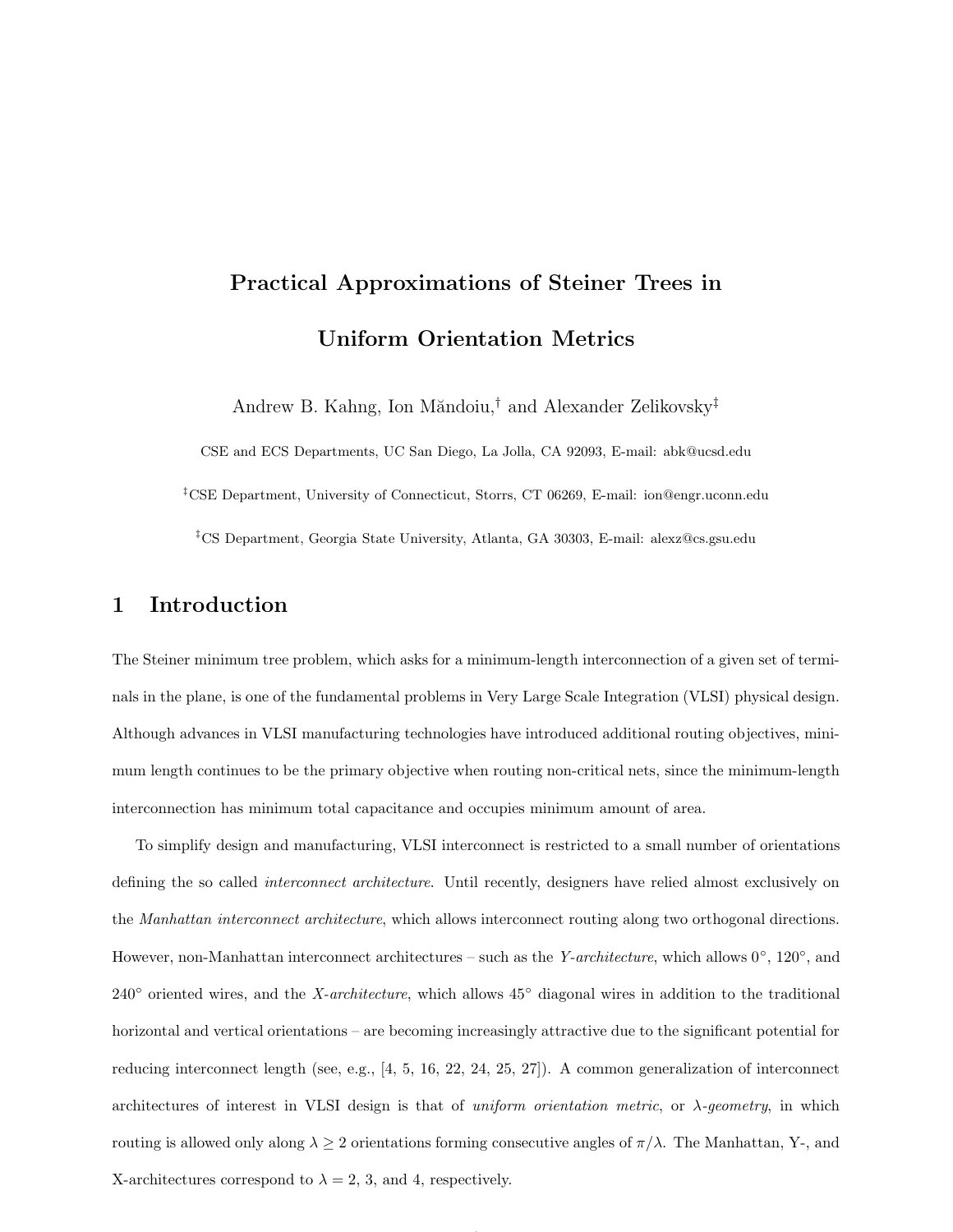# Practical Approximations of Steiner Trees in Uniform Orientation Metrics

Andrew B. Kahng, Ion Măndoiu,[†] and Alexander Zelikovsky[‡]

CSE and ECS Departments, UC San Diego, La Jolla, CA 92093, E-mail: abk@ucsd.edu

[‡]CSE Department, University of Connecticut, Storrs, CT 06269, E-mail: ion@engr.uconn.edu

[‡]CS Department, Georgia State University, Atlanta, GA 30303, E-mail: alexz@cs.gsu.edu

## 1 Introduction

The Steiner minimum tree problem, which asks for a minimum-length interconnection of a given set of terminals in the plane, is one of the fundamental problems in Very Large Scale Integration (VLSI) physical design. Although advances in VLSI manufacturing technologies have introduced additional routing objectives, minimum length continues to be the primary objective when routing non-critical nets, since the minimum-length interconnection has minimum total capacitance and occupies minimum amount of area.

To simplify design and manufacturing, VLSI interconnect is restricted to a small number of orientations defining the so called *interconnect architecture*. Until recently, designers have relied almost exclusively on the *Manhattan interconnect architecture*, which allows interconnect routing along two orthogonal directions. However, non-Manhattan interconnect architectures – such as the *Y-architecture*, which allows $0°$, $120°$, and $240°$ oriented wires, and the *X-architecture*, which allows $45°$ diagonal wires in addition to the traditional horizontal and vertical orientations – are becoming increasingly attractive due to the significant potential for reducing interconnect length (see, e.g., [4, 5, 16, 22, 24, 25, 27]). A common generalization of interconnect architectures of interest in VLSI design is that of *uniform orientation metric*, or *λ-geometry*, in which routing is allowed only along $\lambda \geq 2$ orientations forming consecutive angles of $\pi/\lambda$. The Manhattan, Y-, and X-architectures correspond to $\lambda = 2$, 3, and 4, respectively.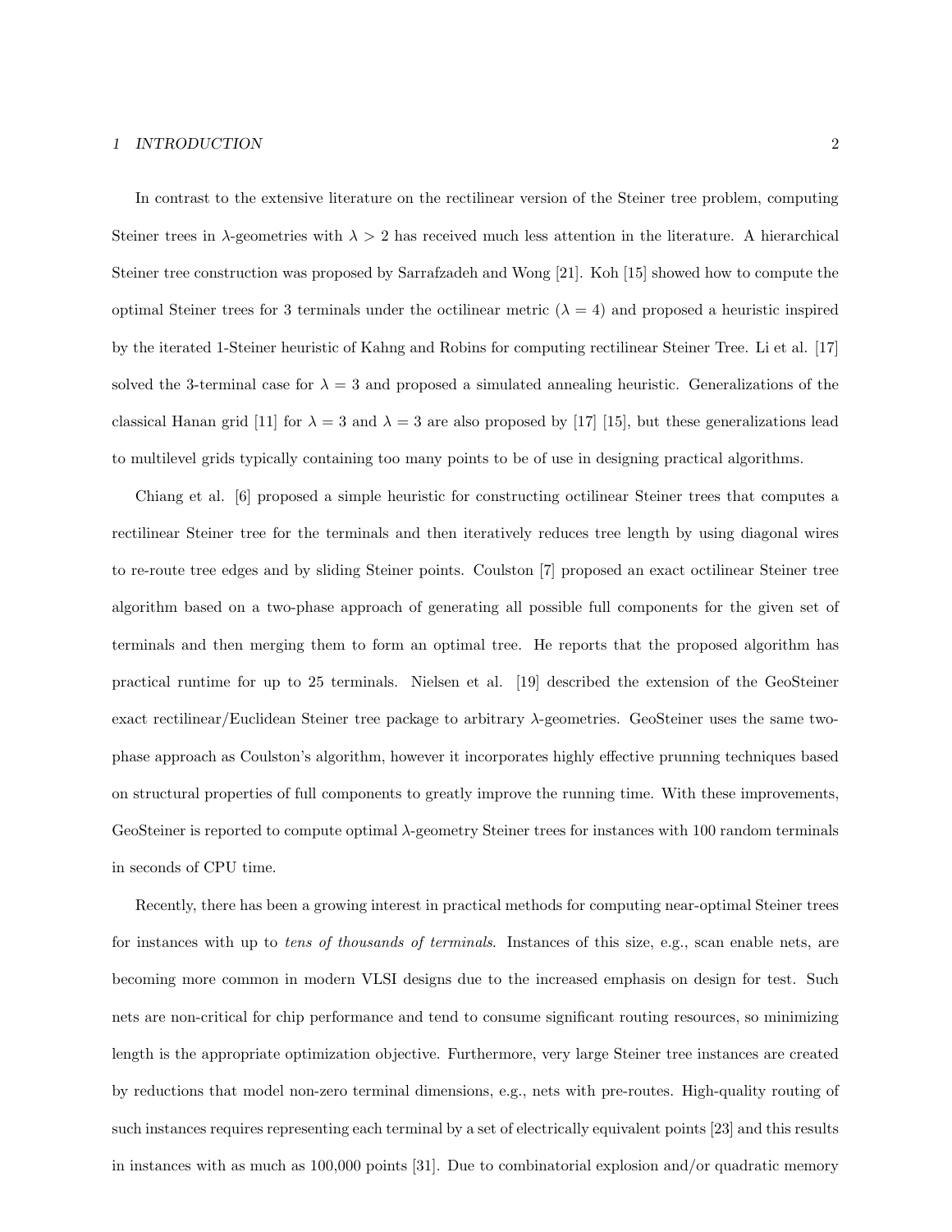In contrast to the extensive literature on the rectilinear version of the Steiner tree problem, computing Steiner trees in $\lambda$-geometries with $\lambda > 2$ has received much less attention in the literature. A hierarchical Steiner tree construction was proposed by Sarrafzadeh and Wong [21]. Koh [15] showed how to compute the optimal Steiner trees for 3 terminals under the octilinear metric ($\lambda = 4$) and proposed a heuristic inspired by the iterated 1-Steiner heuristic of Kahng and Robins for computing rectilinear Steiner Tree. Li et al. [17] solved the 3-terminal case for $\lambda = 3$ and proposed a simulated annealing heuristic. Generalizations of the classical Hanan grid [11] for $\lambda = 3$ and $\lambda = 3$ are also proposed by [17] [15], but these generalizations lead to multilevel grids typically containing too many points to be of use in designing practical algorithms.

Chiang et al. [6] proposed a simple heuristic for constructing octilinear Steiner trees that computes a rectilinear Steiner tree for the terminals and then iteratively reduces tree length by using diagonal wires to re-route tree edges and by sliding Steiner points. Coulston [7] proposed an exact octilinear Steiner tree algorithm based on a two-phase approach of generating all possible full components for the given set of terminals and then merging them to form an optimal tree. He reports that the proposed algorithm has practical runtime for up to 25 terminals. Nielsen et al. [19] described the extension of the GeoSteiner exact rectilinear/Euclidean Steiner tree package to arbitrary $\lambda$-geometries. GeoSteiner uses the same two-phase approach as Coulston's algorithm, however it incorporates highly effective prunning techniques based on structural properties of full components to greatly improve the running time. With these improvements, GeoSteiner is reported to compute optimal $\lambda$-geometry Steiner trees for instances with 100 random terminals in seconds of CPU time.

Recently, there has been a growing interest in practical methods for computing near-optimal Steiner trees for instances with up to *tens of thousands of terminals*. Instances of this size, e.g., scan enable nets, are becoming more common in modern VLSI designs due to the increased emphasis on design for test. Such nets are non-critical for chip performance and tend to consume significant routing resources, so minimizing length is the appropriate optimization objective. Furthermore, very large Steiner tree instances are created by reductions that model non-zero terminal dimensions, e.g., nets with pre-routes. High-quality routing of such instances requires representing each terminal by a set of electrically equivalent points [23] and this results in instances with as much as 100,000 points [31]. Due to combinatorial explosion and/or quadratic memory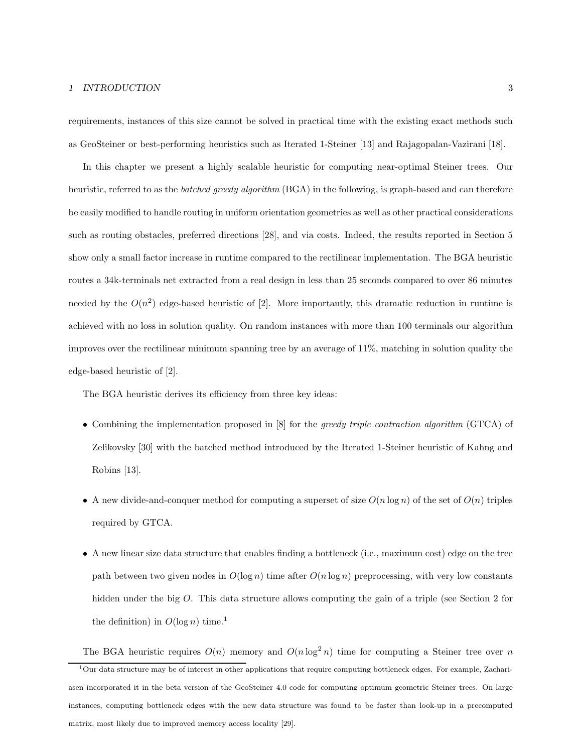requirements, instances of this size cannot be solved in practical time with the existing exact methods such as GeoSteiner or best-performing heuristics such as Iterated 1-Steiner [13] and Rajagopalan-Vazirani [18].

In this chapter we present a highly scalable heuristic for computing near-optimal Steiner trees. Our heuristic, referred to as the *batched greedy algorithm* (BGA) in the following, is graph-based and can therefore be easily modified to handle routing in uniform orientation geometries as well as other practical considerations such as routing obstacles, preferred directions [28], and via costs. Indeed, the results reported in Section 5 show only a small factor increase in runtime compared to the rectilinear implementation. The BGA heuristic routes a 34k-terminals net extracted from a real design in less than 25 seconds compared to over 86 minutes needed by the $O(n^2)$ edge-based heuristic of [2]. More importantly, this dramatic reduction in runtime is achieved with no loss in solution quality. On random instances with more than 100 terminals our algorithm improves over the rectilinear minimum spanning tree by an average of 11%, matching in solution quality the edge-based heuristic of [2].

The BGA heuristic derives its efficiency from three key ideas:

- Combining the implementation proposed in [8] for the *greedy triple contraction algorithm* (GTCA) of Zelikovsky [30] with the batched method introduced by the Iterated 1-Steiner heuristic of Kahng and Robins [13].
- A new divide-and-conquer method for computing a superset of size $O(n \log n)$ of the set of $O(n)$ triples required by GTCA.
- A new linear size data structure that enables finding a bottleneck (i.e., maximum cost) edge on the tree path between two given nodes in $O(\log n)$ time after $O(n \log n)$ preprocessing, with very low constants hidden under the big $O$. This data structure allows computing the gain of a triple (see Section 2 for the definition) in $O(\log n)$ time.[1]

The BGA heuristic requires $O(n)$ memory and $O(n \log^2 n)$ time for computing a Steiner tree over $n$

[1] Our data structure may be of interest in other applications that require computing bottleneck edges. For example, Zachariasen incorporated it in the beta version of the GeoSteiner 4.0 code for computing optimum geometric Steiner trees. On large instances, computing bottleneck edges with the new data structure was found to be faster than look-up in a precomputed matrix, most likely due to improved memory access locality [29].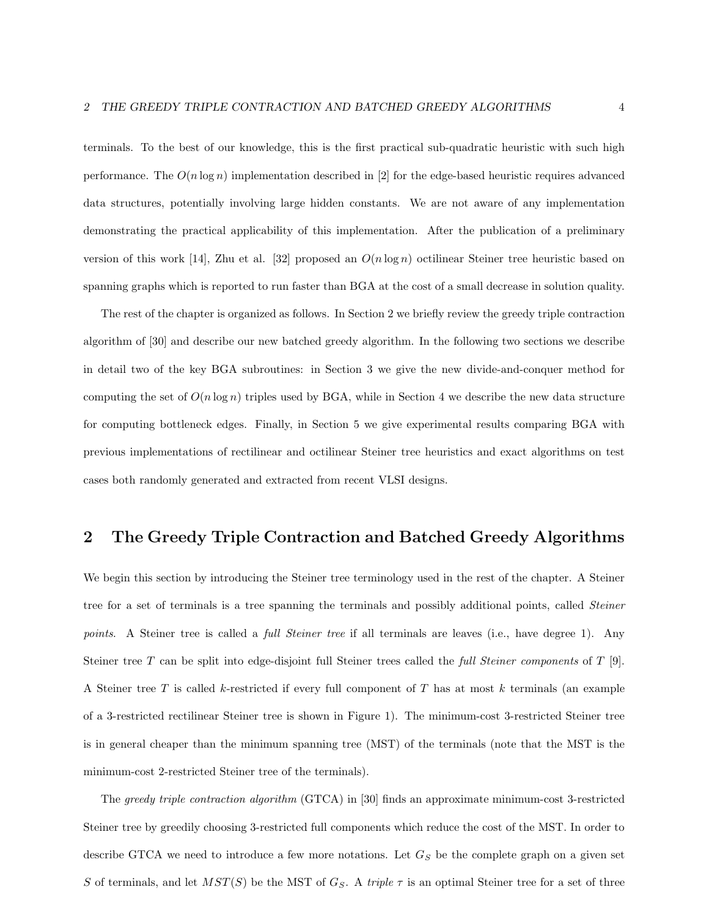terminals. To the best of our knowledge, this is the first practical sub-quadratic heuristic with such high performance. The $O(n \log n)$ implementation described in [2] for the edge-based heuristic requires advanced data structures, potentially involving large hidden constants. We are not aware of any implementation demonstrating the practical applicability of this implementation. After the publication of a preliminary version of this work [14], Zhu et al. [32] proposed an $O(n \log n)$ octilinear Steiner tree heuristic based on spanning graphs which is reported to run faster than BGA at the cost of a small decrease in solution quality.

The rest of the chapter is organized as follows. In Section 2 we briefly review the greedy triple contraction algorithm of [30] and describe our new batched greedy algorithm. In the following two sections we describe in detail two of the key BGA subroutines: in Section 3 we give the new divide-and-conquer method for computing the set of $O(n \log n)$ triples used by BGA, while in Section 4 we describe the new data structure for computing bottleneck edges. Finally, in Section 5 we give experimental results comparing BGA with previous implementations of rectilinear and octilinear Steiner tree heuristics and exact algorithms on test cases both randomly generated and extracted from recent VLSI designs.

## 2 The Greedy Triple Contraction and Batched Greedy Algorithms

We begin this section by introducing the Steiner tree terminology used in the rest of the chapter. A Steiner tree for a set of terminals is a tree spanning the terminals and possibly additional points, called *Steiner points*. A Steiner tree is called a *full Steiner tree* if all terminals are leaves (i.e., have degree 1). Any Steiner tree $T$ can be split into edge-disjoint full Steiner trees called the *full Steiner components* of $T$ [9]. A Steiner tree $T$ is called $k$-restricted if every full component of $T$ has at most $k$ terminals (an example of a 3-restricted rectilinear Steiner tree is shown in Figure 1). The minimum-cost 3-restricted Steiner tree is in general cheaper than the minimum spanning tree (MST) of the terminals (note that the MST is the minimum-cost 2-restricted Steiner tree of the terminals).

The *greedy triple contraction algorithm* (GTCA) in [30] finds an approximate minimum-cost 3-restricted Steiner tree by greedily choosing 3-restricted full components which reduce the cost of the MST. In order to describe GTCA we need to introduce a few more notations. Let $G_S$ be the complete graph on a given set $S$ of terminals, and let $MST(S)$ be the MST of $G_S$. A *triple* $\tau$ is an optimal Steiner tree for a set of three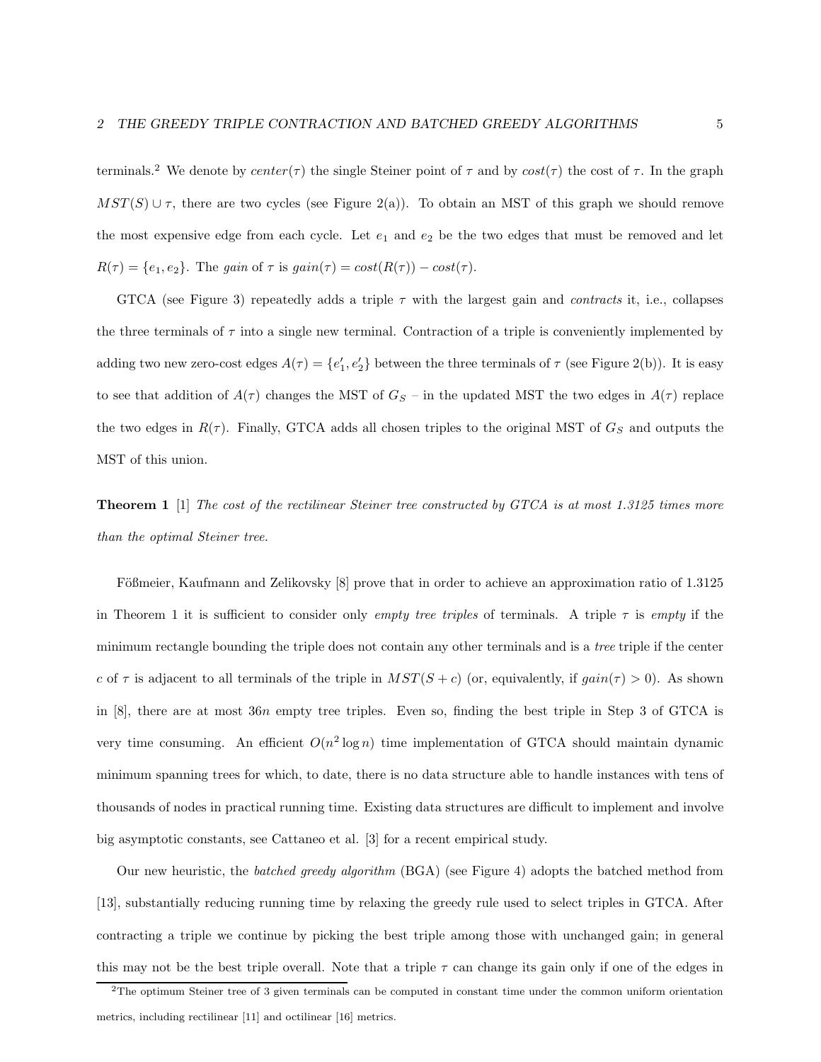terminals.[2] We denote by $center(\tau)$ the single Steiner point of $\tau$ and by $cost(\tau)$ the cost of $\tau$. In the graph $MST(S) \cup \tau$, there are two cycles (see Figure 2(a)). To obtain an MST of this graph we should remove the most expensive edge from each cycle. Let $e_1$ and $e_2$ be the two edges that must be removed and let $R(\tau) = \{e_1, e_2\}$. The *gain* of $\tau$ is $gain(\tau) = cost(R(\tau)) - cost(\tau)$.

GTCA (see Figure 3) repeatedly adds a triple $\tau$ with the largest gain and *contracts* it, i.e., collapses the three terminals of $\tau$ into a single new terminal. Contraction of a triple is conveniently implemented by adding two new zero-cost edges $A(\tau) = \{e'_1, e'_2\}$ between the three terminals of $\tau$ (see Figure 2(b)). It is easy to see that addition of $A(\tau)$ changes the MST of $G_S$ – in the updated MST the two edges in $A(\tau)$ replace the two edges in $R(\tau)$. Finally, GTCA adds all chosen triples to the original MST of $G_S$ and outputs the MST of this union.

**Theorem 1** [1] *The cost of the rectilinear Steiner tree constructed by GTCA is at most 1.3125 times more than the optimal Steiner tree.*

Fößmeier, Kaufmann and Zelikovsky [8] prove that in order to achieve an approximation ratio of 1.3125 in Theorem 1 it is sufficient to consider only *empty tree triples* of terminals. A triple $\tau$ is *empty* if the minimum rectangle bounding the triple does not contain any other terminals and is a *tree* triple if the center $c$ of $\tau$ is adjacent to all terminals of the triple in $MST(S + c)$ (or, equivalently, if $gain(\tau) > 0$). As shown in [8], there are at most $36n$ empty tree triples. Even so, finding the best triple in Step 3 of GTCA is very time consuming. An efficient $O(n^2 \log n)$ time implementation of GTCA should maintain dynamic minimum spanning trees for which, to date, there is no data structure able to handle instances with tens of thousands of nodes in practical running time. Existing data structures are difficult to implement and involve big asymptotic constants, see Cattaneo et al. [3] for a recent empirical study.

Our new heuristic, the *batched greedy algorithm* (BGA) (see Figure 4) adopts the batched method from [13], substantially reducing running time by relaxing the greedy rule used to select triples in GTCA. After contracting a triple we continue by picking the best triple among those with unchanged gain; in general this may not be the best triple overall. Note that a triple $\tau$ can change its gain only if one of the edges in

[2] The optimum Steiner tree of 3 given terminals can be computed in constant time under the common uniform orientation metrics, including rectilinear [11] and octilinear [16] metrics.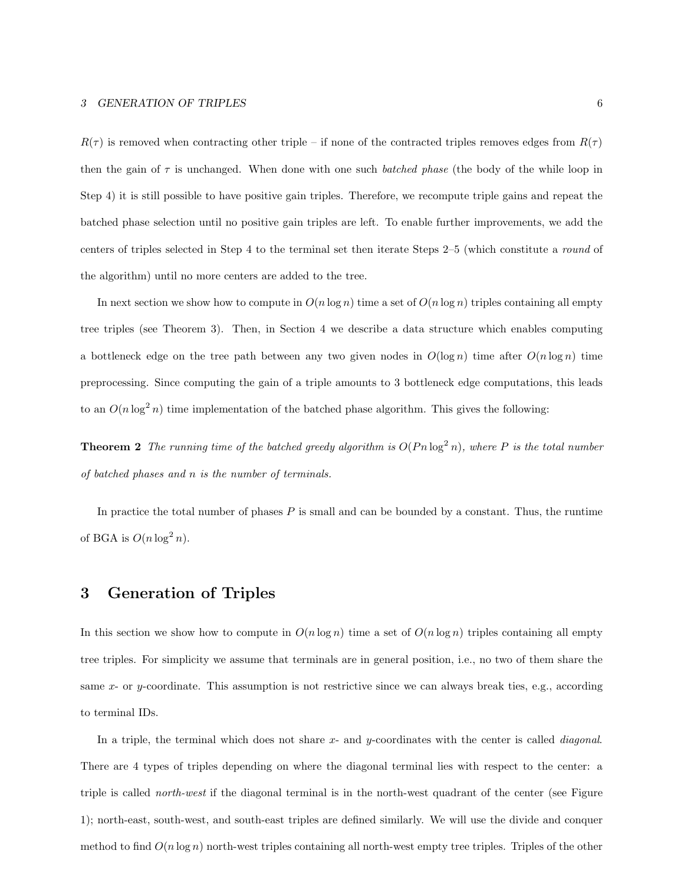$R(\tau)$ is removed when contracting other triple – if none of the contracted triples removes edges from $R(\tau)$ then the gain of $\tau$ is unchanged. When done with one such *batched phase* (the body of the while loop in Step 4) it is still possible to have positive gain triples. Therefore, we recompute triple gains and repeat the batched phase selection until no positive gain triples are left. To enable further improvements, we add the centers of triples selected in Step 4 to the terminal set then iterate Steps 2–5 (which constitute a *round* of the algorithm) until no more centers are added to the tree.

In next section we show how to compute in $O(n \log n)$ time a set of $O(n \log n)$ triples containing all empty tree triples (see Theorem 3). Then, in Section 4 we describe a data structure which enables computing a bottleneck edge on the tree path between any two given nodes in $O(\log n)$ time after $O(n \log n)$ time preprocessing. Since computing the gain of a triple amounts to 3 bottleneck edge computations, this leads to an $O(n \log^2 n)$ time implementation of the batched phase algorithm. This gives the following:

**Theorem 2** *The running time of the batched greedy algorithm is $O(Pn \log^2 n)$, where $P$ is the total number of batched phases and $n$ is the number of terminals.*

In practice the total number of phases $P$ is small and can be bounded by a constant. Thus, the runtime of BGA is $O(n \log^2 n)$.

# 3 Generation of Triples

In this section we show how to compute in $O(n \log n)$ time a set of $O(n \log n)$ triples containing all empty tree triples. For simplicity we assume that terminals are in general position, i.e., no two of them share the same $x$- or $y$-coordinate. This assumption is not restrictive since we can always break ties, e.g., according to terminal IDs.

In a triple, the terminal which does not share $x$- and $y$-coordinates with the center is called *diagonal*. There are 4 types of triples depending on where the diagonal terminal lies with respect to the center: a triple is called *north-west* if the diagonal terminal is in the north-west quadrant of the center (see Figure 1); north-east, south-west, and south-east triples are defined similarly. We will use the divide and conquer method to find $O(n \log n)$ north-west triples containing all north-west empty tree triples. Triples of the other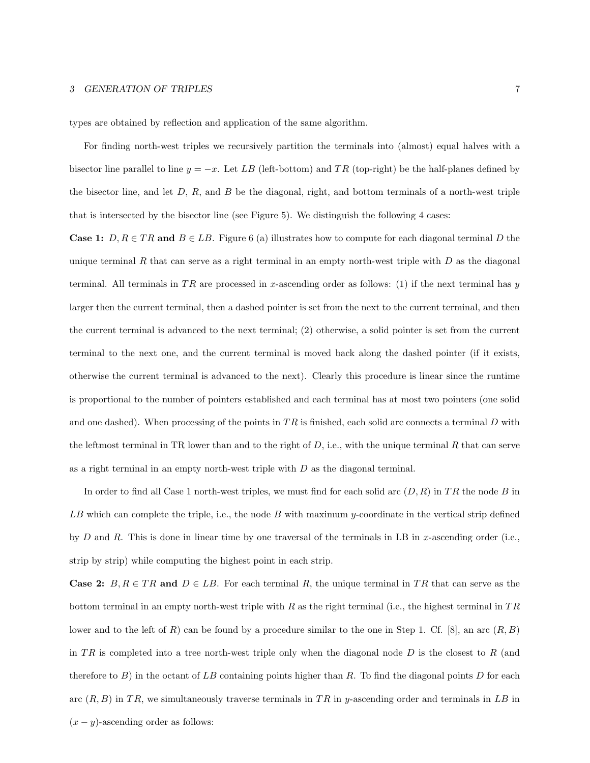types are obtained by reflection and application of the same algorithm.

For finding north-west triples we recursively partition the terminals into (almost) equal halves with a bisector line parallel to line $y = -x$. Let $LB$ (left-bottom) and $TR$ (top-right) be the half-planes defined by the bisector line, and let $D$, $R$, and $B$ be the diagonal, right, and bottom terminals of a north-west triple that is intersected by the bisector line (see Figure 5). We distinguish the following 4 cases:

**Case 1:** $D, R \in TR$ **and** $B \in LB$. Figure 6 (a) illustrates how to compute for each diagonal terminal $D$ the unique terminal $R$ that can serve as a right terminal in an empty north-west triple with $D$ as the diagonal terminal. All terminals in $TR$ are processed in $x$-ascending order as follows: (1) if the next terminal has $y$ larger then the current terminal, then a dashed pointer is set from the next to the current terminal, and then the current terminal is advanced to the next terminal; (2) otherwise, a solid pointer is set from the current terminal to the next one, and the current terminal is moved back along the dashed pointer (if it exists, otherwise the current terminal is advanced to the next). Clearly this procedure is linear since the runtime is proportional to the number of pointers established and each terminal has at most two pointers (one solid and one dashed). When processing of the points in $TR$ is finished, each solid arc connects a terminal $D$ with the leftmost terminal in TR lower than and to the right of $D$, i.e., with the unique terminal $R$ that can serve as a right terminal in an empty north-west triple with $D$ as the diagonal terminal.

In order to find all Case 1 north-west triples, we must find for each solid arc $(D, R)$ in $TR$ the node $B$ in $LB$ which can complete the triple, i.e., the node $B$ with maximum $y$-coordinate in the vertical strip defined by $D$ and $R$. This is done in linear time by one traversal of the terminals in LB in $x$-ascending order (i.e., strip by strip) while computing the highest point in each strip.

**Case 2:** $B, R \in TR$ **and** $D \in LB$. For each terminal $R$, the unique terminal in $TR$ that can serve as the bottom terminal in an empty north-west triple with $R$ as the right terminal (i.e., the highest terminal in $TR$ lower and to the left of $R$) can be found by a procedure similar to the one in Step 1. Cf. [8], an arc $(R, B)$ in $TR$ is completed into a tree north-west triple only when the diagonal node $D$ is the closest to $R$ (and therefore to $B$) in the octant of $LB$ containing points higher than $R$. To find the diagonal points $D$ for each arc $(R, B)$ in $TR$, we simultaneously traverse terminals in $TR$ in $y$-ascending order and terminals in $LB$ in $(x - y)$-ascending order as follows: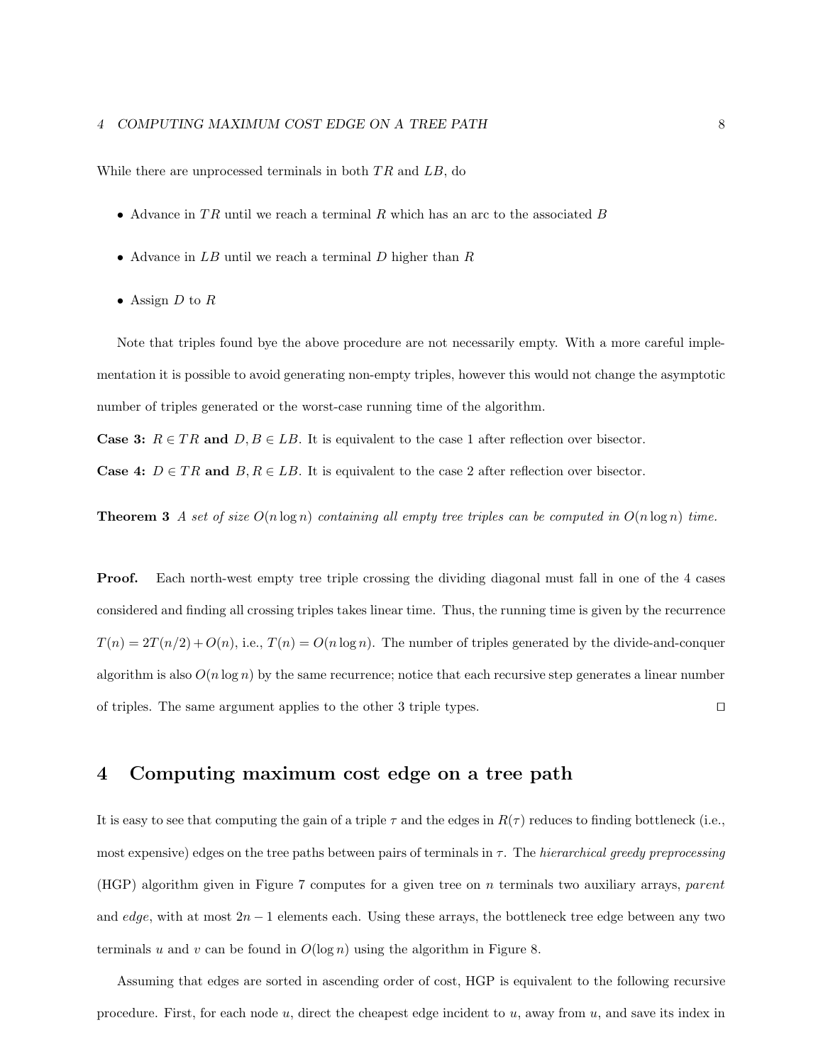While there are unprocessed terminals in both $TR$ and $LB$, do

- Advance in $TR$ until we reach a terminal $R$ which has an arc to the associated $B$
- Advance in $LB$ until we reach a terminal $D$ higher than $R$
- Assign $D$ to $R$

Note that triples found bye the above procedure are not necessarily empty. With a more careful implementation it is possible to avoid generating non-empty triples, however this would not change the asymptotic number of triples generated or the worst-case running time of the algorithm.

**Case 3:** $R \in TR$ **and** $D, B \in LB$. It is equivalent to the case 1 after reflection over bisector.

**Case 4:** $D \in TR$ **and** $B, R \in LB$. It is equivalent to the case 2 after reflection over bisector.

**Theorem 3** *A set of size $O(n \log n)$ containing all empty tree triples can be computed in $O(n \log n)$ time.*

**Proof.** Each north-west empty tree triple crossing the dividing diagonal must fall in one of the 4 cases considered and finding all crossing triples takes linear time. Thus, the running time is given by the recurrence $T(n) = 2T(n/2) + O(n)$, i.e., $T(n) = O(n \log n)$. The number of triples generated by the divide-and-conquer algorithm is also $O(n \log n)$ by the same recurrence; notice that each recursive step generates a linear number of triples. The same argument applies to the other 3 triple types. □

# 4 Computing maximum cost edge on a tree path

It is easy to see that computing the gain of a triple $\tau$ and the edges in $R(\tau)$ reduces to finding bottleneck (i.e., most expensive) edges on the tree paths between pairs of terminals in $\tau$. The *hierarchical greedy preprocessing* (HGP) algorithm given in Figure 7 computes for a given tree on $n$ terminals two auxiliary arrays, *parent* and *edge*, with at most $2n - 1$ elements each. Using these arrays, the bottleneck tree edge between any two terminals $u$ and $v$ can be found in $O(\log n)$ using the algorithm in Figure 8.

Assuming that edges are sorted in ascending order of cost, HGP is equivalent to the following recursive procedure. First, for each node $u$, direct the cheapest edge incident to $u$, away from $u$, and save its index in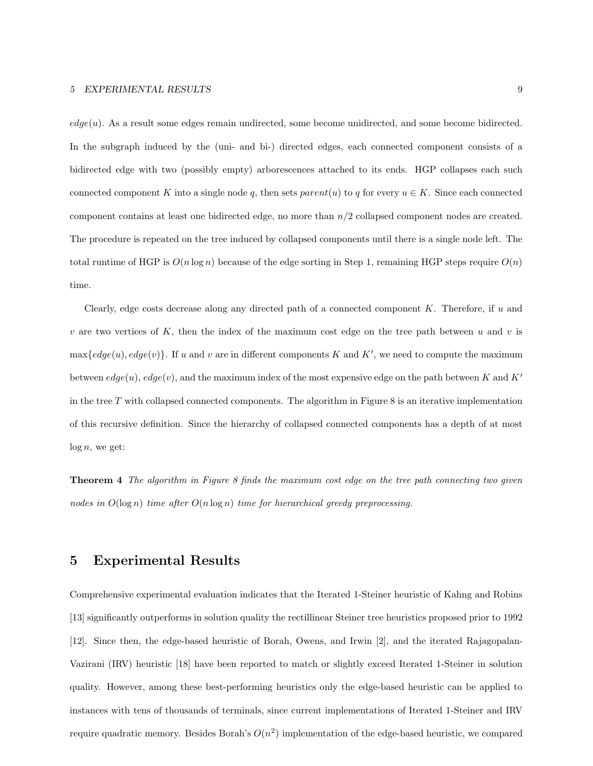$edge(u)$. As a result some edges remain undirected, some become unidirected, and some become bidirected. In the subgraph induced by the (uni- and bi-) directed edges, each connected component consists of a bidirected edge with two (possibly empty) arborescences attached to its ends. HGP collapses each such connected component $K$ into a single node $q$, then sets $parent(u)$ to $q$ for every $u \in K$. Since each connected component contains at least one bidirected edge, no more than $n/2$ collapsed component nodes are created. The procedure is repeated on the tree induced by collapsed components until there is a single node left. The total runtime of HGP is $O(n \log n)$ because of the edge sorting in Step 1, remaining HGP steps require $O(n)$ time.

Clearly, edge costs decrease along any directed path of a connected component $K$. Therefore, if $u$ and $v$ are two vertices of $K$, then the index of the maximum cost edge on the tree path between $u$ and $v$ is $\max\{edge(u), edge(v)\}$. If $u$ and $v$ are in different components $K$ and $K'$, we need to compute the maximum between $edge(u)$, $edge(v)$, and the maximum index of the most expensive edge on the path between $K$ and $K'$ in the tree $T$ with collapsed connected components. The algorithm in Figure 8 is an iterative implementation of this recursive definition. Since the hierarchy of collapsed connected components has a depth of at most $\log n$, we get:

**Theorem 4** *The algorithm in Figure 8 finds the maximum cost edge on the tree path connecting two given nodes in $O(\log n)$ time after $O(n \log n)$ time for hierarchical greedy preprocessing.*

# 5 Experimental Results

Comprehensive experimental evaluation indicates that the Iterated 1-Steiner heuristic of Kahng and Robins [13] significantly outperforms in solution quality the rectillinear Steiner tree heuristics proposed prior to 1992 [12]. Since then, the edge-based heuristic of Borah, Owens, and Irwin [2], and the iterated Rajagopalan-Vazirani (IRV) heuristic [18] have been reported to match or slightly exceed Iterated 1-Steiner in solution quality. However, among these best-performing heuristics only the edge-based heuristic can be applied to instances with tens of thousands of terminals, since current implementations of Iterated 1-Steiner and IRV require quadratic memory. Besides Borah's $O(n^2)$ implementation of the edge-based heuristic, we compared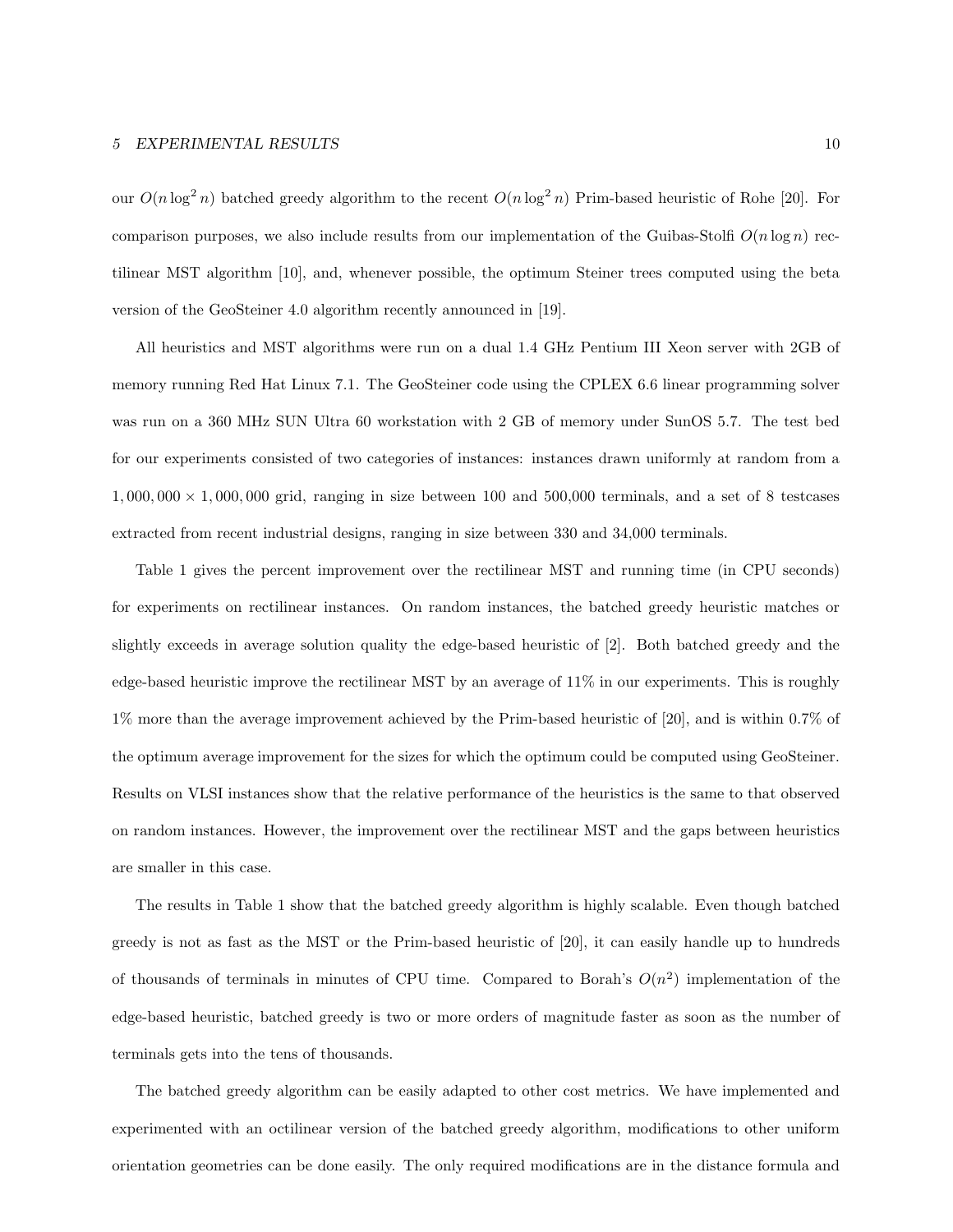our $O(n \log^2 n)$ batched greedy algorithm to the recent $O(n \log^2 n)$ Prim-based heuristic of Rohe [20]. For comparison purposes, we also include results from our implementation of the Guibas-Stolfi $O(n \log n)$ rectilinear MST algorithm [10], and, whenever possible, the optimum Steiner trees computed using the beta version of the GeoSteiner 4.0 algorithm recently announced in [19].

All heuristics and MST algorithms were run on a dual 1.4 GHz Pentium III Xeon server with 2GB of memory running Red Hat Linux 7.1. The GeoSteiner code using the CPLEX 6.6 linear programming solver was run on a 360 MHz SUN Ultra 60 workstation with 2 GB of memory under SunOS 5.7. The test bed for our experiments consisted of two categories of instances: instances drawn uniformly at random from a $1,000,000 \times 1,000,000$ grid, ranging in size between 100 and 500,000 terminals, and a set of 8 testcases extracted from recent industrial designs, ranging in size between 330 and 34,000 terminals.

Table 1 gives the percent improvement over the rectilinear MST and running time (in CPU seconds) for experiments on rectilinear instances. On random instances, the batched greedy heuristic matches or slightly exceeds in average solution quality the edge-based heuristic of [2]. Both batched greedy and the edge-based heuristic improve the rectilinear MST by an average of 11% in our experiments. This is roughly 1% more than the average improvement achieved by the Prim-based heuristic of [20], and is within 0.7% of the optimum average improvement for the sizes for which the optimum could be computed using GeoSteiner. Results on VLSI instances show that the relative performance of the heuristics is the same to that observed on random instances. However, the improvement over the rectilinear MST and the gaps between heuristics are smaller in this case.

The results in Table 1 show that the batched greedy algorithm is highly scalable. Even though batched greedy is not as fast as the MST or the Prim-based heuristic of [20], it can easily handle up to hundreds of thousands of terminals in minutes of CPU time. Compared to Borah's $O(n^2)$ implementation of the edge-based heuristic, batched greedy is two or more orders of magnitude faster as soon as the number of terminals gets into the tens of thousands.

The batched greedy algorithm can be easily adapted to other cost metrics. We have implemented and experimented with an octilinear version of the batched greedy algorithm, modifications to other uniform orientation geometries can be done easily. The only required modifications are in the distance formula and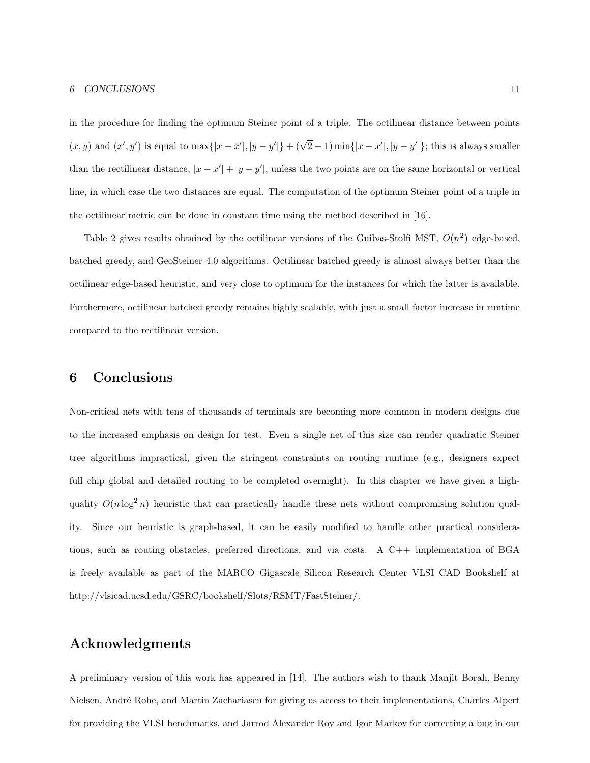in the procedure for finding the optimum Steiner point of a triple. The octilinear distance between points $(x, y)$ and $(x', y')$ is equal to $\max\{|x - x'|, |y - y'|\} + (\sqrt{2} - 1)\min\{|x - x'|, |y - y'|\}$; this is always smaller than the rectilinear distance, $|x - x'| + |y - y'|$, unless the two points are on the same horizontal or vertical line, in which case the two distances are equal. The computation of the optimum Steiner point of a triple in the octilinear metric can be done in constant time using the method described in [16].

Table 2 gives results obtained by the octilinear versions of the Guibas-Stolfi MST, $O(n^2)$ edge-based, batched greedy, and GeoSteiner 4.0 algorithms. Octilinear batched greedy is almost always better than the octilinear edge-based heuristic, and very close to optimum for the instances for which the latter is available. Furthermore, octilinear batched greedy remains highly scalable, with just a small factor increase in runtime compared to the rectilinear version.

# 6 Conclusions

Non-critical nets with tens of thousands of terminals are becoming more common in modern designs due to the increased emphasis on design for test. Even a single net of this size can render quadratic Steiner tree algorithms impractical, given the stringent constraints on routing runtime (e.g., designers expect full chip global and detailed routing to be completed overnight). In this chapter we have given a high-quality $O(n \log^2 n)$ heuristic that can practically handle these nets without compromising solution quality. Since our heuristic is graph-based, it can be easily modified to handle other practical considerations, such as routing obstacles, preferred directions, and via costs. A C++ implementation of BGA is freely available as part of the MARCO Gigascale Silicon Research Center VLSI CAD Bookshelf at http://vlsicad.ucsd.edu/GSRC/bookshelf/Slots/RSMT/FastSteiner/.

# Acknowledgments

A preliminary version of this work has appeared in [14]. The authors wish to thank Manjit Borah, Benny Nielsen, André Rohe, and Martin Zachariasen for giving us access to their implementations, Charles Alpert for providing the VLSI benchmarks, and Jarrod Alexander Roy and Igor Markov for correcting a bug in our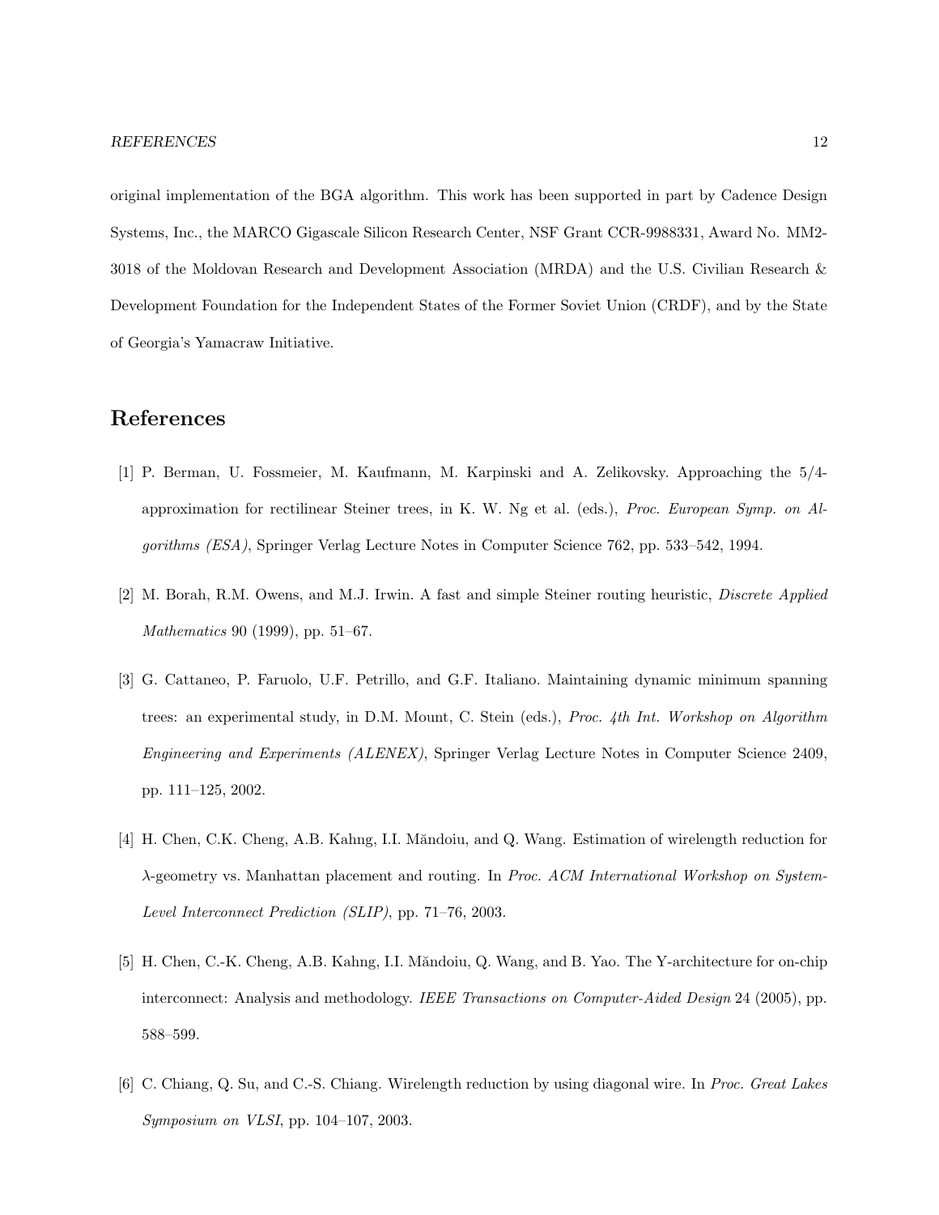original implementation of the BGA algorithm. This work has been supported in part by Cadence Design Systems, Inc., the MARCO Gigascale Silicon Research Center, NSF Grant CCR-9988331, Award No. MM2-3018 of the Moldovan Research and Development Association (MRDA) and the U.S. Civilian Research & Development Foundation for the Independent States of the Former Soviet Union (CRDF), and by the State of Georgia's Yamacraw Initiative.

## References

[1] P. Berman, U. Fossmeier, M. Kaufmann, M. Karpinski and A. Zelikovsky. Approaching the 5/4-approximation for rectilinear Steiner trees, in K. W. Ng et al. (eds.), *Proc. European Symp. on Algorithms (ESA)*, Springer Verlag Lecture Notes in Computer Science 762, pp. 533–542, 1994.

[2] M. Borah, R.M. Owens, and M.J. Irwin. A fast and simple Steiner routing heuristic, *Discrete Applied Mathematics* 90 (1999), pp. 51–67.

[3] G. Cattaneo, P. Faruolo, U.F. Petrillo, and G.F. Italiano. Maintaining dynamic minimum spanning trees: an experimental study, in D.M. Mount, C. Stein (eds.), *Proc. 4th Int. Workshop on Algorithm Engineering and Experiments (ALENEX)*, Springer Verlag Lecture Notes in Computer Science 2409, pp. 111–125, 2002.

[4] H. Chen, C.K. Cheng, A.B. Kahng, I.I. Măndoiu, and Q. Wang. Estimation of wirelength reduction for $\lambda$-geometry vs. Manhattan placement and routing. In *Proc. ACM International Workshop on System-Level Interconnect Prediction (SLIP)*, pp. 71–76, 2003.

[5] H. Chen, C.-K. Cheng, A.B. Kahng, I.I. Măndoiu, Q. Wang, and B. Yao. The Y-architecture for on-chip interconnect: Analysis and methodology. *IEEE Transactions on Computer-Aided Design* 24 (2005), pp. 588–599.

[6] C. Chiang, Q. Su, and C.-S. Chiang. Wirelength reduction by using diagonal wire. In *Proc. Great Lakes Symposium on VLSI*, pp. 104–107, 2003.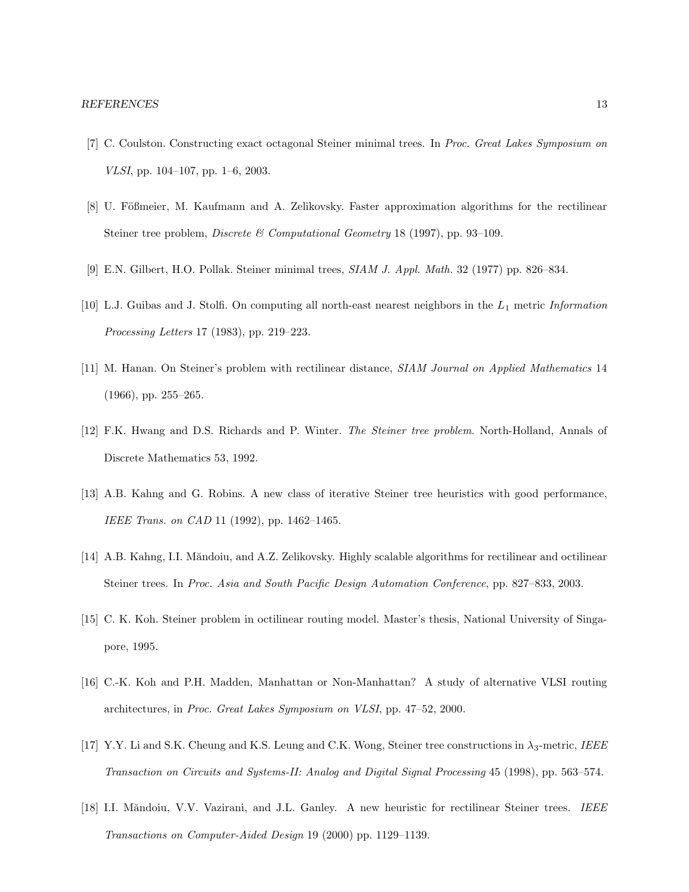[7] C. Coulston. Constructing exact octagonal Steiner minimal trees. In *Proc. Great Lakes Symposium on VLSI*, pp. 104–107, pp. 1–6, 2003.

[8] U. Fößmeier, M. Kaufmann and A. Zelikovsky. Faster approximation algorithms for the rectilinear Steiner tree problem, *Discrete & Computational Geometry* 18 (1997), pp. 93–109.

[9] E.N. Gilbert, H.O. Pollak. Steiner minimal trees, *SIAM J. Appl. Math.* 32 (1977) pp. 826–834.

[10] L.J. Guibas and J. Stolfi. On computing all north-east nearest neighbors in the $L_1$ metric *Information Processing Letters* 17 (1983), pp. 219–223.

[11] M. Hanan. On Steiner's problem with rectilinear distance, *SIAM Journal on Applied Mathematics* 14 (1966), pp. 255–265.

[12] F.K. Hwang and D.S. Richards and P. Winter. *The Steiner tree problem*. North-Holland, Annals of Discrete Mathematics 53, 1992.

[13] A.B. Kahng and G. Robins. A new class of iterative Steiner tree heuristics with good performance, *IEEE Trans. on CAD* 11 (1992), pp. 1462–1465.

[14] A.B. Kahng, I.I. Măndoiu, and A.Z. Zelikovsky. Highly scalable algorithms for rectilinear and octilinear Steiner trees. In *Proc. Asia and South Pacific Design Automation Conference*, pp. 827–833, 2003.

[15] C. K. Koh. Steiner problem in octilinear routing model. Master's thesis, National University of Singapore, 1995.

[16] C.-K. Koh and P.H. Madden, Manhattan or Non-Manhattan? A study of alternative VLSI routing architectures, in *Proc. Great Lakes Symposium on VLSI*, pp. 47–52, 2000.

[17] Y.Y. Li and S.K. Cheung and K.S. Leung and C.K. Wong, Steiner tree constructions in $\lambda_3$-metric, *IEEE Transaction on Circuits and Systems-II: Analog and Digital Signal Processing* 45 (1998), pp. 563–574.

[18] I.I. Măndoiu, V.V. Vazirani, and J.L. Ganley. A new heuristic for rectilinear Steiner trees. *IEEE Transactions on Computer-Aided Design* 19 (2000) pp. 1129–1139.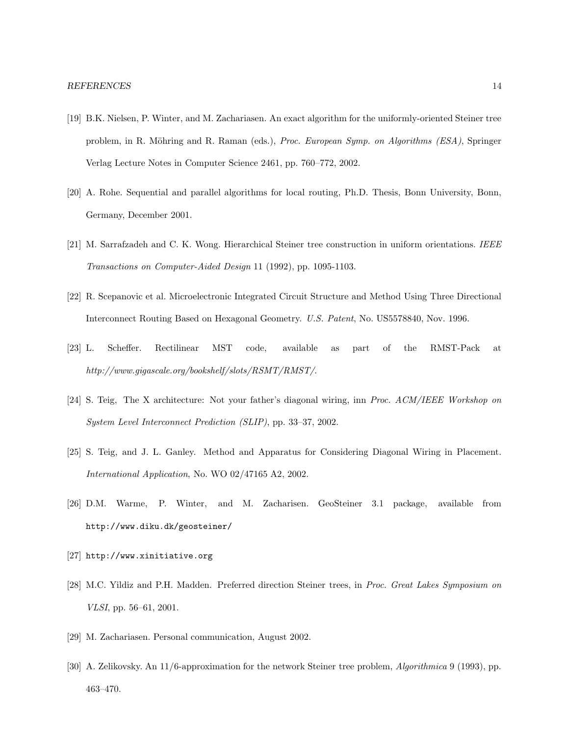[19] B.K. Nielsen, P. Winter, and M. Zachariasen. An exact algorithm for the uniformly-oriented Steiner tree problem, in R. Möhring and R. Raman (eds.), *Proc. European Symp. on Algorithms (ESA)*, Springer Verlag Lecture Notes in Computer Science 2461, pp. 760–772, 2002.

[20] A. Rohe. Sequential and parallel algorithms for local routing, Ph.D. Thesis, Bonn University, Bonn, Germany, December 2001.

[21] M. Sarrafzadeh and C. K. Wong. Hierarchical Steiner tree construction in uniform orientations. *IEEE Transactions on Computer-Aided Design* 11 (1992), pp. 1095-1103.

[22] R. Scepanovic et al. Microelectronic Integrated Circuit Structure and Method Using Three Directional Interconnect Routing Based on Hexagonal Geometry. *U.S. Patent*, No. US5578840, Nov. 1996.

[23] L. Scheffer. Rectilinear MST code, available as part of the RMST-Pack at *http://www.gigascale.org/bookshelf/slots/RSMT/RMST/*.

[24] S. Teig, The X architecture: Not your father's diagonal wiring, inn *Proc. ACM/IEEE Workshop on System Level Interconnect Prediction (SLIP)*, pp. 33–37, 2002.

[25] S. Teig, and J. L. Ganley. Method and Apparatus for Considering Diagonal Wiring in Placement. *International Application*, No. WO 02/47165 A2, 2002.

[26] D.M. Warme, P. Winter, and M. Zacharisen. GeoSteiner 3.1 package, available from `http://www.diku.dk/geosteiner/`

[27] `http://www.xinitiative.org`

[28] M.C. Yildiz and P.H. Madden. Preferred direction Steiner trees, in *Proc. Great Lakes Symposium on VLSI*, pp. 56–61, 2001.

[29] M. Zachariasen. Personal communication, August 2002.

[30] A. Zelikovsky. An 11/6-approximation for the network Steiner tree problem, *Algorithmica* 9 (1993), pp. 463–470.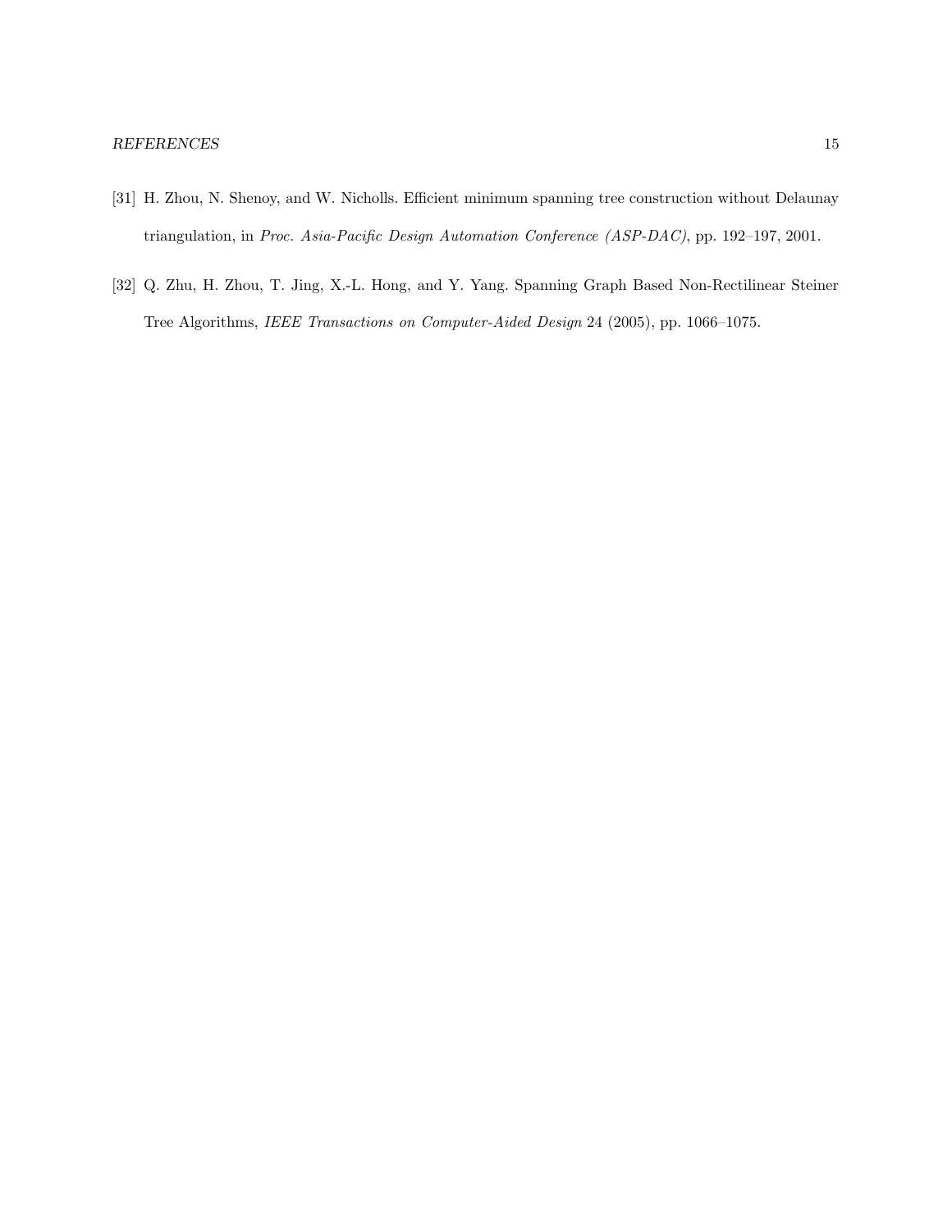[31] H. Zhou, N. Shenoy, and W. Nicholls. Efficient minimum spanning tree construction without Delaunay triangulation, in *Proc. Asia-Pacific Design Automation Conference (ASP-DAC)*, pp. 192–197, 2001.

[32] Q. Zhu, H. Zhou, T. Jing, X.-L. Hong, and Y. Yang. Spanning Graph Based Non-Rectilinear Steiner Tree Algorithms, *IEEE Transactions on Computer-Aided Design* 24 (2005), pp. 1066–1075.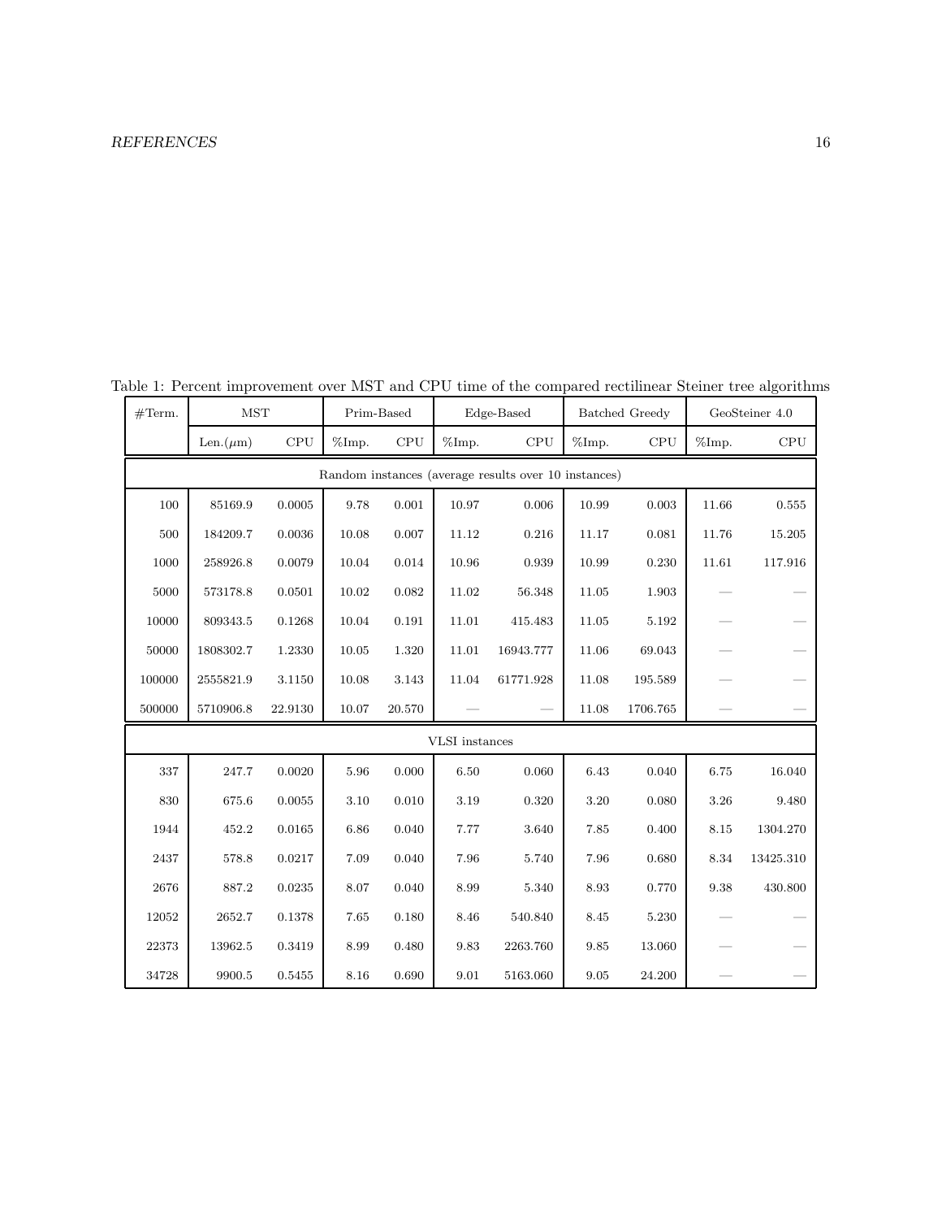Table 1: Percent improvement over MST and CPU time of the compared rectilinear Steiner tree algorithms

| #Term. | MST | | Prim-Based | | Edge-Based | | Batched Greedy | | GeoSteiner 4.0 | |
|---|---|---|---|---|---|---|---|---|---|---|
| | Len.($\mu$m) | CPU | %Imp. | CPU | %Imp. | CPU | %Imp. | CPU | %Imp. | CPU |
| Random instances (average results over 10 instances) | | | | | | | | | | |
| 100 | 85169.9 | 0.0005 | 9.78 | 0.001 | 10.97 | 0.006 | 10.99 | 0.003 | 11.66 | 0.555 |
| 500 | 184209.7 | 0.0036 | 10.08 | 0.007 | 11.12 | 0.216 | 11.17 | 0.081 | 11.76 | 15.205 |
| 1000 | 258926.8 | 0.0079 | 10.04 | 0.014 | 10.96 | 0.939 | 10.99 | 0.230 | 11.61 | 117.916 |
| 5000 | 573178.8 | 0.0501 | 10.02 | 0.082 | 11.02 | 56.348 | 11.05 | 1.903 | — | — |
| 10000 | 809343.5 | 0.1268 | 10.04 | 0.191 | 11.01 | 415.483 | 11.05 | 5.192 | — | — |
| 50000 | 1808302.7 | 1.2330 | 10.05 | 1.320 | 11.01 | 16943.777 | 11.06 | 69.043 | — | — |
| 100000 | 2555821.9 | 3.1150 | 10.08 | 3.143 | 11.04 | 61771.928 | 11.08 | 195.589 | — | — |
| 500000 | 5710906.8 | 22.9130 | 10.07 | 20.570 | — | — | 11.08 | 1706.765 | — | — |
| VLSI instances | | | | | | | | | | |
| 337 | 247.7 | 0.0020 | 5.96 | 0.000 | 6.50 | 0.060 | 6.43 | 0.040 | 6.75 | 16.040 |
| 830 | 675.6 | 0.0055 | 3.10 | 0.010 | 3.19 | 0.320 | 3.20 | 0.080 | 3.26 | 9.480 |
| 1944 | 452.2 | 0.0165 | 6.86 | 0.040 | 7.77 | 3.640 | 7.85 | 0.400 | 8.15 | 1304.270 |
| 2437 | 578.8 | 0.0217 | 7.09 | 0.040 | 7.96 | 5.740 | 7.96 | 0.680 | 8.34 | 13425.310 |
| 2676 | 887.2 | 0.0235 | 8.07 | 0.040 | 8.99 | 5.340 | 8.93 | 0.770 | 9.38 | 430.800 |
| 12052 | 2652.7 | 0.1378 | 7.65 | 0.180 | 8.46 | 540.840 | 8.45 | 5.230 | — | — |
| 22373 | 13962.5 | 0.3419 | 8.99 | 0.480 | 9.83 | 2263.760 | 9.85 | 13.060 | — | — |
| 34728 | 9900.5 | 0.5455 | 8.16 | 0.690 | 9.01 | 5163.060 | 9.05 | 24.200 | — | — |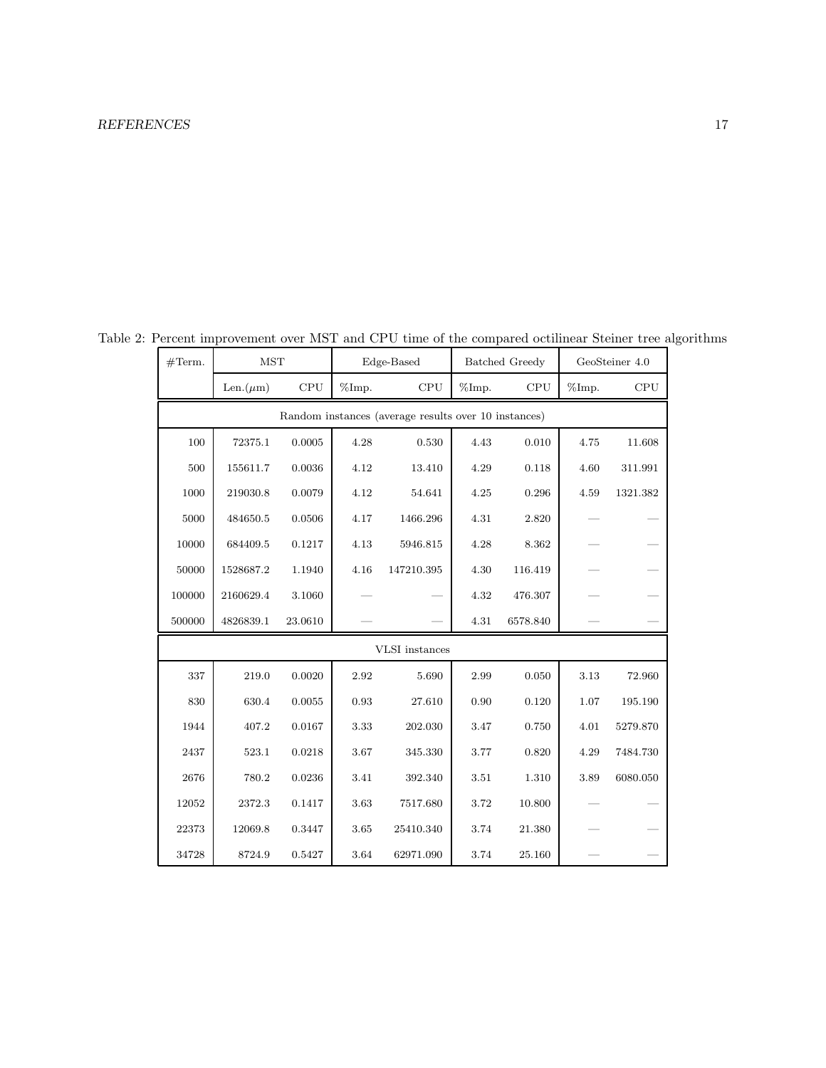Table 2: Percent improvement over MST and CPU time of the compared octilinear Steiner tree algorithms

| #Term. | MST | | Edge-Based | | Batched Greedy | | GeoSteiner 4.0 | |
|---|---|---|---|---|---|---|---|---|
| | Len.($\mu$m) | CPU | %Imp. | CPU | %Imp. | CPU | %Imp. | CPU |
| Random instances (average results over 10 instances) | | | | | | | | |
| 100 | 72375.1 | 0.0005 | 4.28 | 0.530 | 4.43 | 0.010 | 4.75 | 11.608 |
| 500 | 155611.7 | 0.0036 | 4.12 | 13.410 | 4.29 | 0.118 | 4.60 | 311.991 |
| 1000 | 219030.8 | 0.0079 | 4.12 | 54.641 | 4.25 | 0.296 | 4.59 | 1321.382 |
| 5000 | 484650.5 | 0.0506 | 4.17 | 1466.296 | 4.31 | 2.820 | — | — |
| 10000 | 684409.5 | 0.1217 | 4.13 | 5946.815 | 4.28 | 8.362 | — | — |
| 50000 | 1528687.2 | 1.1940 | 4.16 | 147210.395 | 4.30 | 116.419 | — | — |
| 100000 | 2160629.4 | 3.1060 | — | — | 4.32 | 476.307 | — | — |
| 500000 | 4826839.1 | 23.0610 | — | — | 4.31 | 6578.840 | — | — |
| VLSI instances | | | | | | | | |
| 337 | 219.0 | 0.0020 | 2.92 | 5.690 | 2.99 | 0.050 | 3.13 | 72.960 |
| 830 | 630.4 | 0.0055 | 0.93 | 27.610 | 0.90 | 0.120 | 1.07 | 195.190 |
| 1944 | 407.2 | 0.0167 | 3.33 | 202.030 | 3.47 | 0.750 | 4.01 | 5279.870 |
| 2437 | 523.1 | 0.0218 | 3.67 | 345.330 | 3.77 | 0.820 | 4.29 | 7484.730 |
| 2676 | 780.2 | 0.0236 | 3.41 | 392.340 | 3.51 | 1.310 | 3.89 | 6080.050 |
| 12052 | 2372.3 | 0.1417 | 3.63 | 7517.680 | 3.72 | 10.800 | — | — |
| 22373 | 12069.8 | 0.3447 | 3.65 | 25410.340 | 3.74 | 21.380 | — | — |
| 34728 | 8724.9 | 0.5427 | 3.64 | 62971.090 | 3.74 | 25.160 | — | — |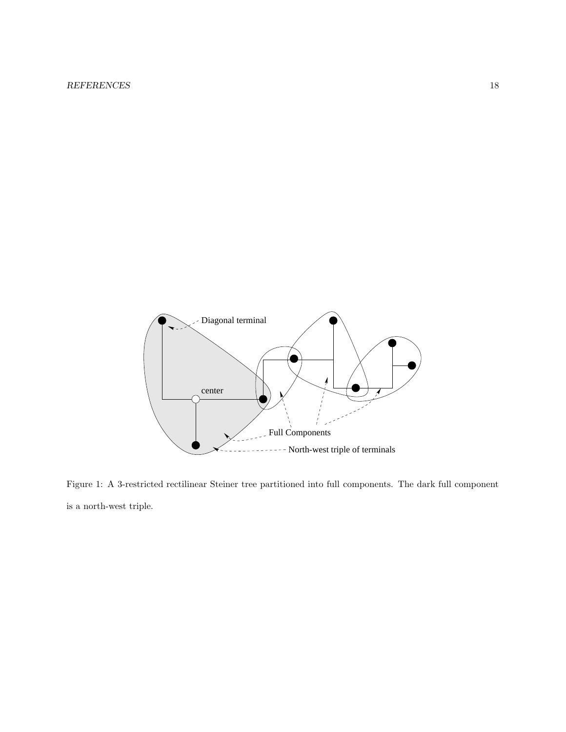Figure 1: A 3-restricted rectilinear Steiner tree partitioned into full components. The dark full component is a north-west triple.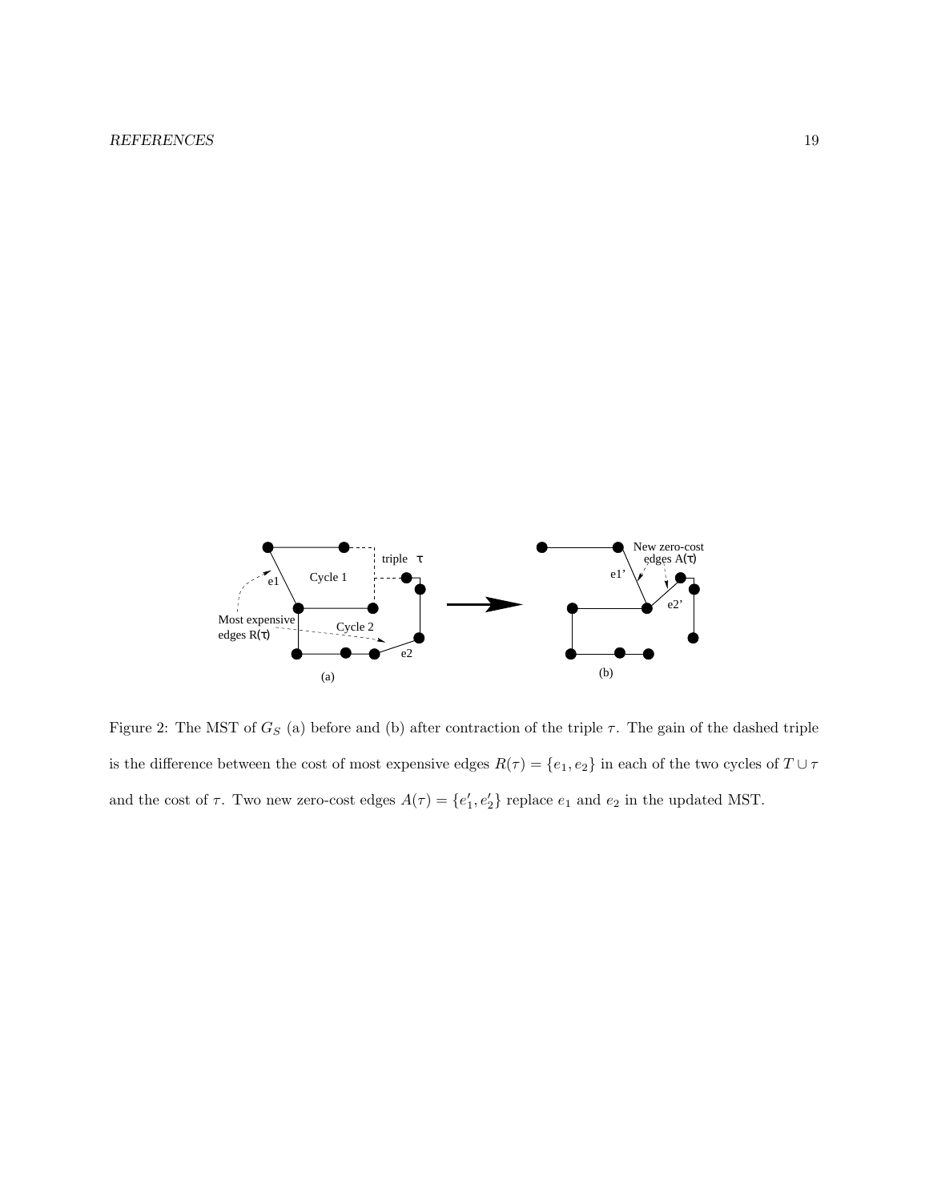Figure 2: The MST of $G_S$ (a) before and (b) after contraction of the triple $\tau$. The gain of the dashed triple is the difference between the cost of most expensive edges $R(\tau) = \{e_1, e_2\}$ in each of the two cycles of $T \cup \tau$ and the cost of $\tau$. Two new zero-cost edges $A(\tau) = \{e'_1, e'_2\}$ replace $e_1$ and $e_2$ in the updated MST.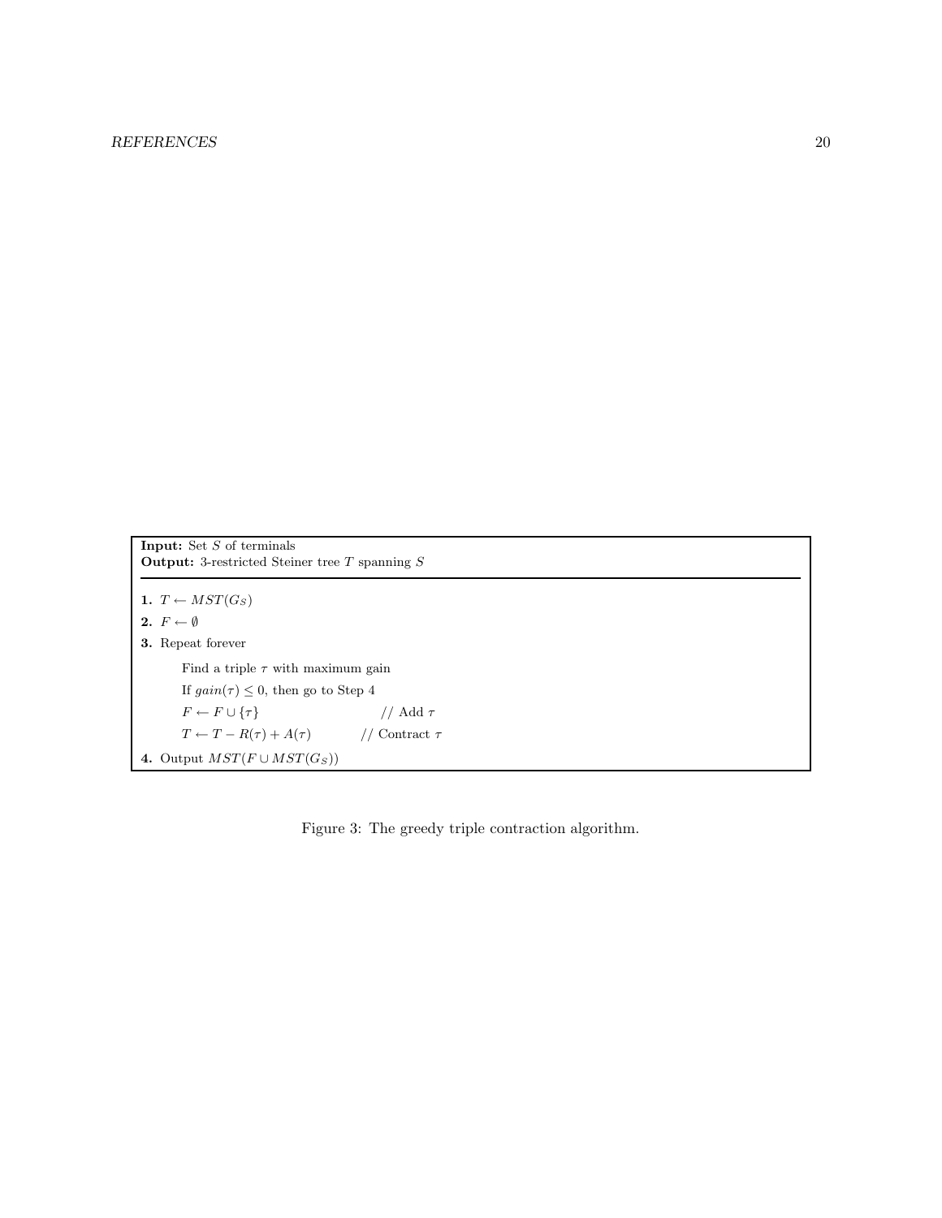**Input:** Set $S$ of terminals
**Output:** 3-restricted Steiner tree $T$ spanning $S$

---

**1.** $T \leftarrow MST(G_S)$

**2.** $F \leftarrow \emptyset$

**3.** Repeat forever

  Find a triple $\tau$ with maximum gain

  If $gain(\tau) \leq 0$, then go to Step 4

  $F \leftarrow F \cup \{\tau\}$      // Add $\tau$

  $T \leftarrow T - R(\tau) + A(\tau)$      // Contract $\tau$

**4.** Output $MST(F \cup MST(G_S))$

Figure 3: The greedy triple contraction algorithm.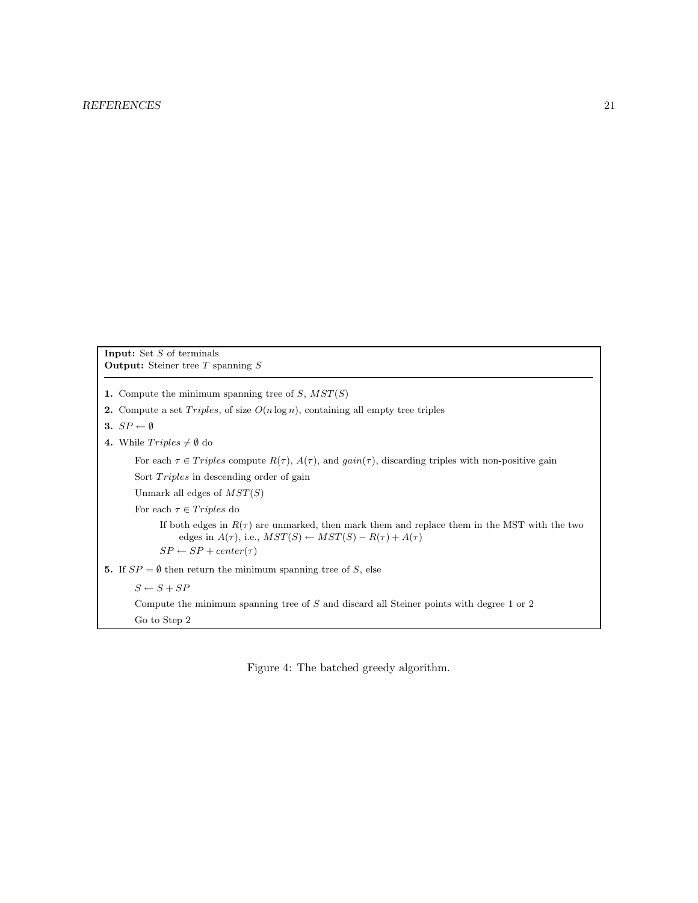**Input:** Set $S$ of terminals
**Output:** Steiner tree $T$ spanning $S$

---

**1.** Compute the minimum spanning tree of $S$, $MST(S)$

**2.** Compute a set $Triples$, of size $O(n \log n)$, containing all empty tree triples

**3.** $SP \leftarrow \emptyset$

**4.** While $Triples \neq \emptyset$ do

  For each $\tau \in Triples$ compute $R(\tau)$, $A(\tau)$, and $gain(\tau)$, discarding triples with non-positive gain

  Sort $Triples$ in descending order of gain

  Unmark all edges of $MST(S)$

  For each $\tau \in Triples$ do

    If both edges in $R(\tau)$ are unmarked, then mark them and replace them in the MST with the two edges in $A(\tau)$, i.e., $MST(S) \leftarrow MST(S) - R(\tau) + A(\tau)$

    $SP \leftarrow SP + center(\tau)$

**5.** If $SP = \emptyset$ then return the minimum spanning tree of $S$, else

  $S \leftarrow S + SP$

  Compute the minimum spanning tree of $S$ and discard all Steiner points with degree 1 or 2

  Go to Step 2

Figure 4: The batched greedy algorithm.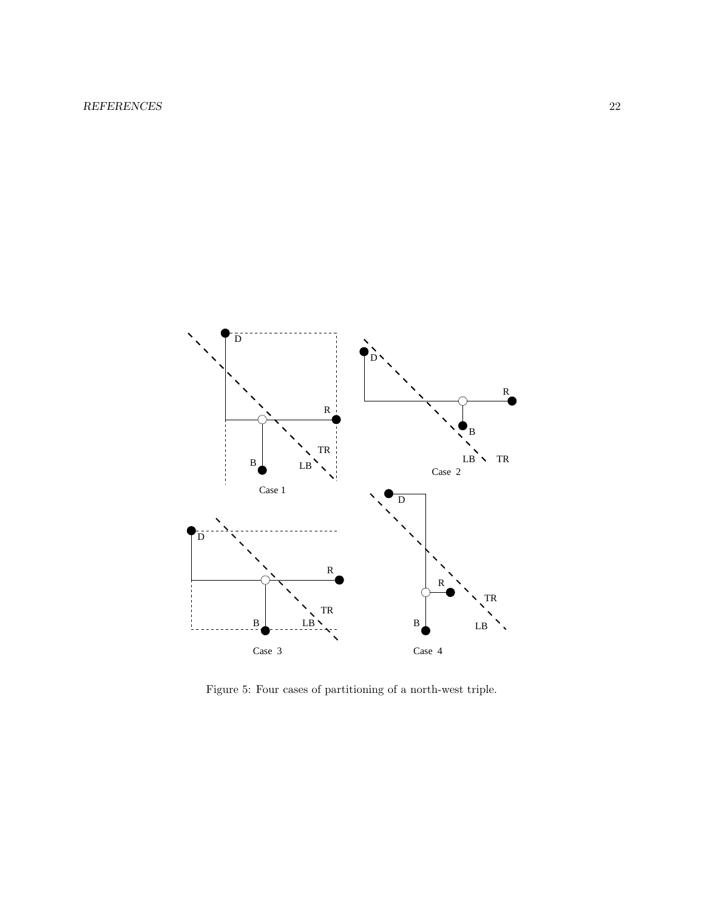Figure 5: Four cases of partitioning of a north-west triple.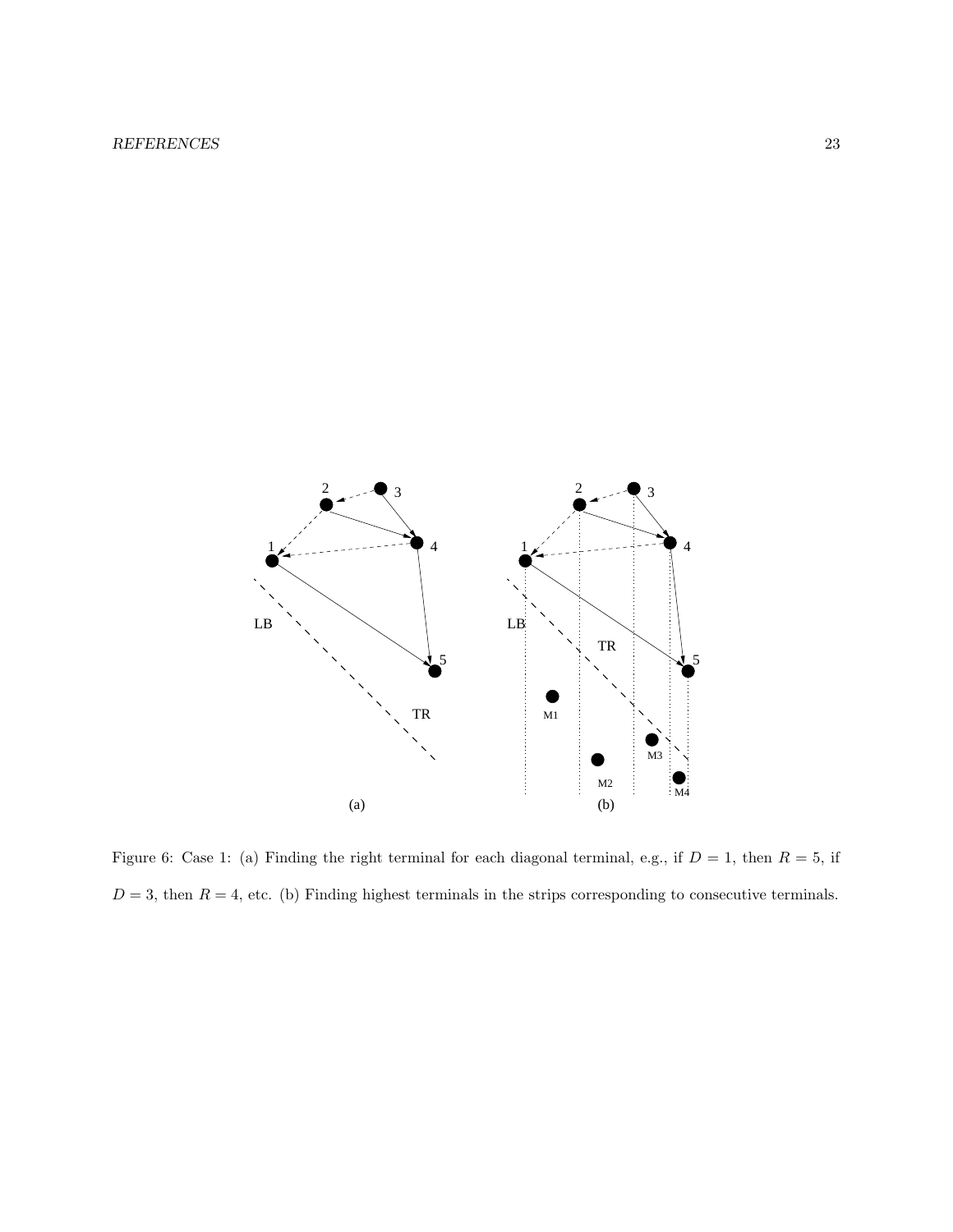Figure 6: Case 1: (a) Finding the right terminal for each diagonal terminal, e.g., if $D = 1$, then $R = 5$, if $D = 3$, then $R = 4$, etc. (b) Finding highest terminals in the strips corresponding to consecutive terminals.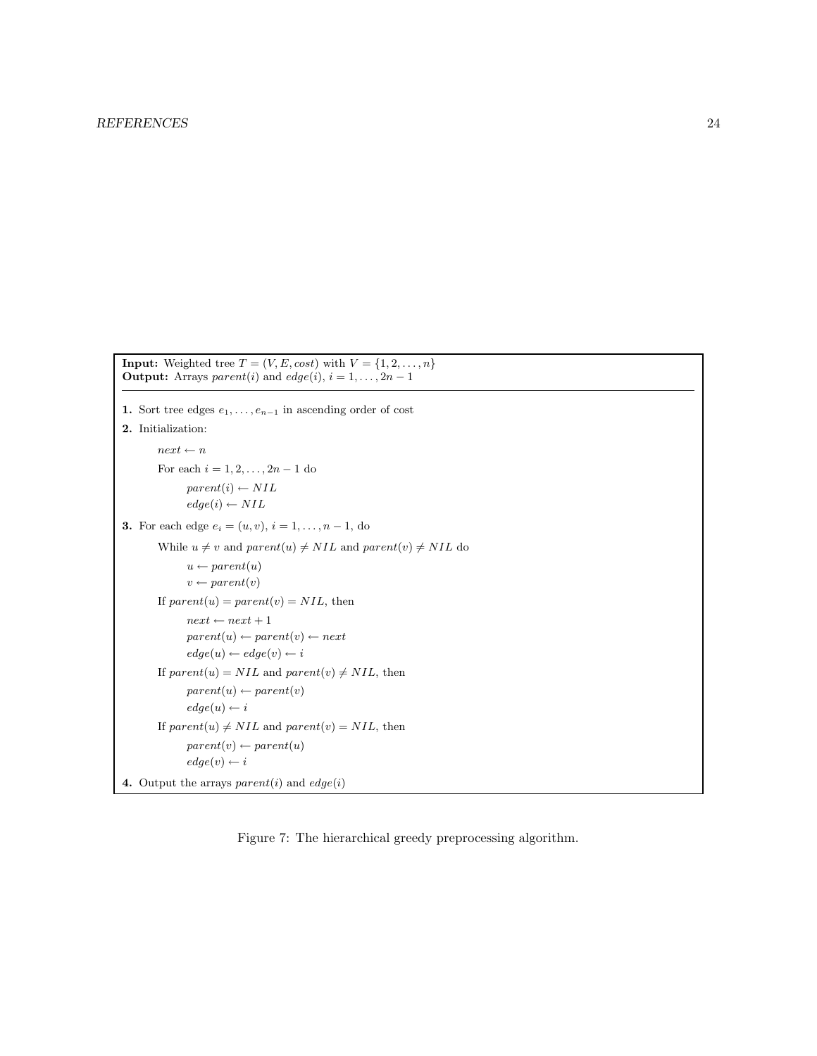**Input:** Weighted tree $T = (V, E, cost)$ with $V = \{1, 2, \ldots, n\}$
**Output:** Arrays $parent(i)$ and $edge(i)$, $i = 1, \ldots, 2n - 1$

---

**1.** Sort tree edges $e_1, \ldots, e_{n-1}$ in ascending order of cost

**2.** Initialization:

> $next \leftarrow n$
>
> For each $i = 1, 2, \ldots, 2n - 1$ do
>
> > $parent(i) \leftarrow NIL$
> >
> > $edge(i) \leftarrow NIL$

**3.** For each edge $e_i = (u, v)$, $i = 1, \ldots, n - 1$, do

> While $u \neq v$ and $parent(u) \neq NIL$ and $parent(v) \neq NIL$ do
>
> > $u \leftarrow parent(u)$
> >
> > $v \leftarrow parent(v)$
>
> If $parent(u) = parent(v) = NIL$, then
>
> > $next \leftarrow next + 1$
> >
> > $parent(u) \leftarrow parent(v) \leftarrow next$
> >
> > $edge(u) \leftarrow edge(v) \leftarrow i$
>
> If $parent(u) = NIL$ and $parent(v) \neq NIL$, then
>
> > $parent(u) \leftarrow parent(v)$
> >
> > $edge(u) \leftarrow i$
>
> If $parent(u) \neq NIL$ and $parent(v) = NIL$, then
>
> > $parent(v) \leftarrow parent(u)$
> >
> > $edge(v) \leftarrow i$

**4.** Output the arrays $parent(i)$ and $edge(i)$

Figure 7: The hierarchical greedy preprocessing algorithm.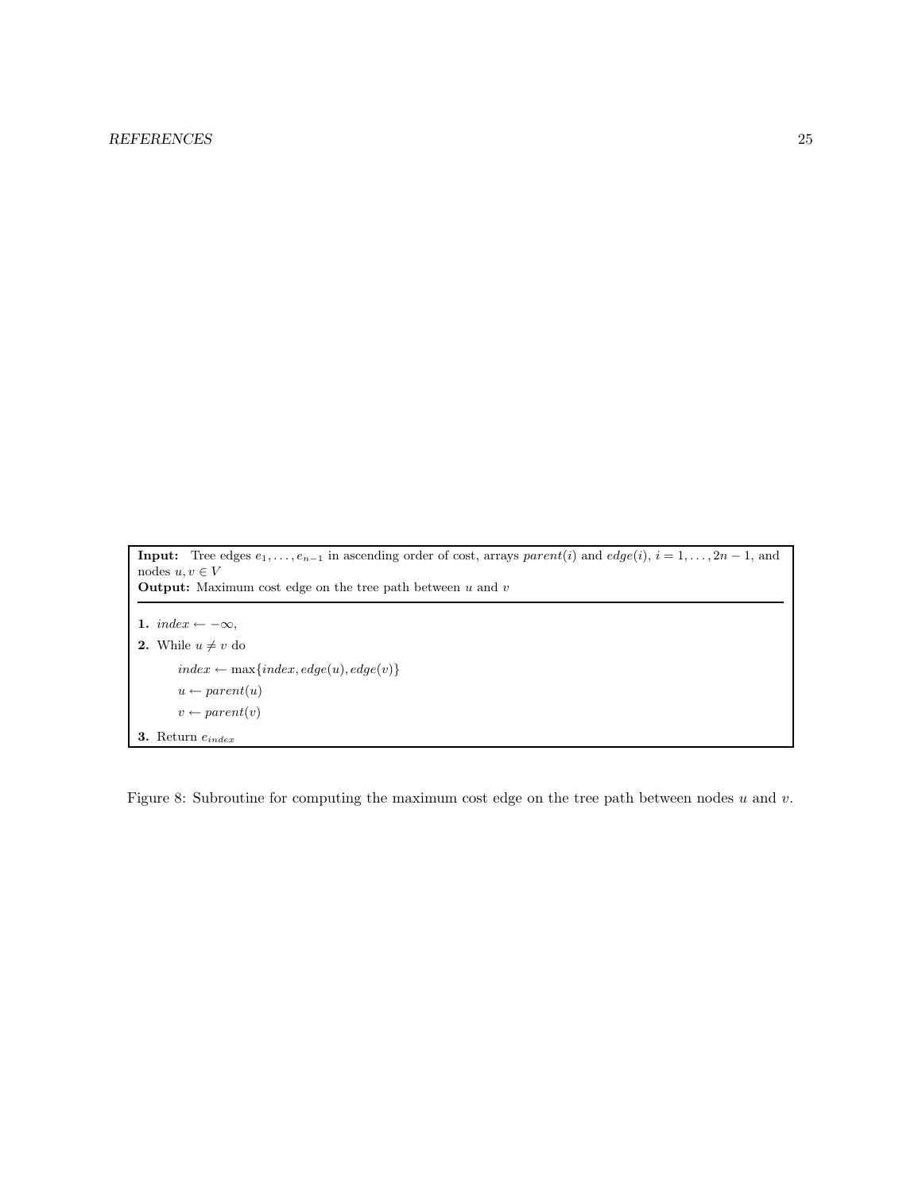**Input:** Tree edges $e_1, \ldots, e_{n-1}$ in ascending order of cost, arrays $parent(i)$ and $edge(i)$, $i = 1, \ldots, 2n-1$, and nodes $u, v \in V$

**Output:** Maximum cost edge on the tree path between $u$ and $v$

---

**1.** $index \leftarrow -\infty$,

**2.** While $u \neq v$ do

  $index \leftarrow \max\{index, edge(u), edge(v)\}$

  $u \leftarrow parent(u)$

  $v \leftarrow parent(v)$

**3.** Return $e_{index}$

Figure 8: Subroutine for computing the maximum cost edge on the tree path between nodes $u$ and $v$.